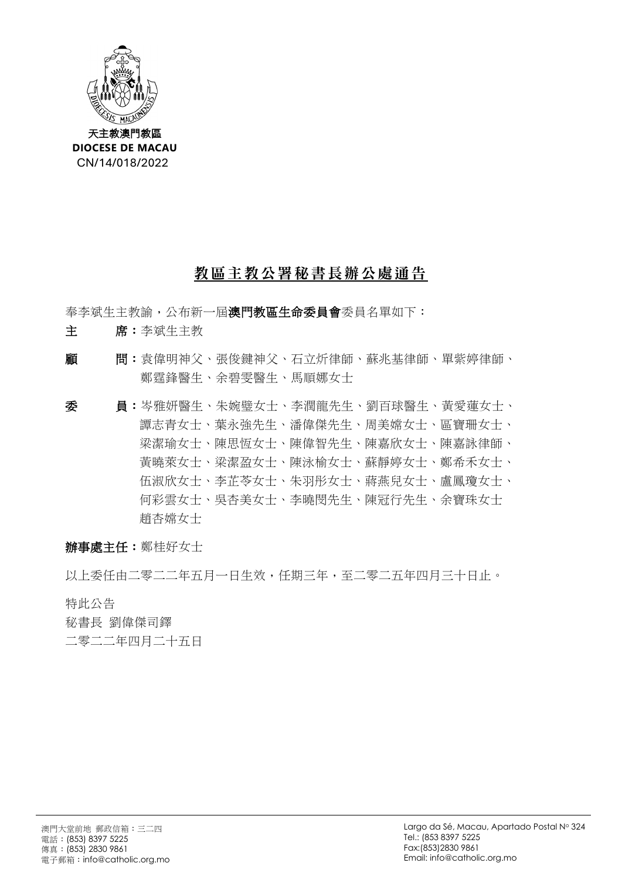天主教澳門教區
**DIOCESE DE MACAU**
CN/14/018/2022

## 教區主教公署秘書長辦公處通告

奉李斌生主教諭，公布新一屆**澳門教區生命委員會**委員名單如下：

**主　　席：**李斌生主教

**顧　　問：**袁偉明神父、張俊鍵神父、石立炘律師、蘇兆基律師、單紫婷律師、鄭霆鋒醫生、余碧雯醫生、馬順娜女士

**委　　員：**岑雅妍醫生、朱婉璧女士、李潤龍先生、劉百球醫生、黃愛蓮女士、譚志青女士、葉永強先生、潘偉傑先生、周美嫦女士、區寶珊女士、梁潔瑜女士、陳思恆女士、陳偉智先生、陳嘉欣女士、陳嘉詠律師、黃曉萊女士、梁潔盈女士、陳泳榆女士、蘇靜婷女士、鄭希禾女士、伍淑欣女士、李芷苓女士、朱羽彤女士、蔣燕兒女士、盧鳳瓊女士、何彩雲女士、吳杏美女士、李曉閔先生、陳冠行先生、余寶珠女士
趙杏嫦女士

**辦事處主任：**鄭桂好女士

以上委任由二零二二年五月一日生效，任期三年，至二零二五年四月三十日止。

特此公告
秘書長 劉偉傑司鐸
二零二二年四月二十五日

澳門大堂前地 郵政信箱：三二四
電話：(853) 8397 5225
傳真：(853) 2830 9861
電子郵箱：info@catholic.org.mo

Largo da Sé, Macau, Apartado Postal Nº 324
Tel.: (853 8397 5225
Fax:(853)2830 9861
Email: info@catholic.org.mo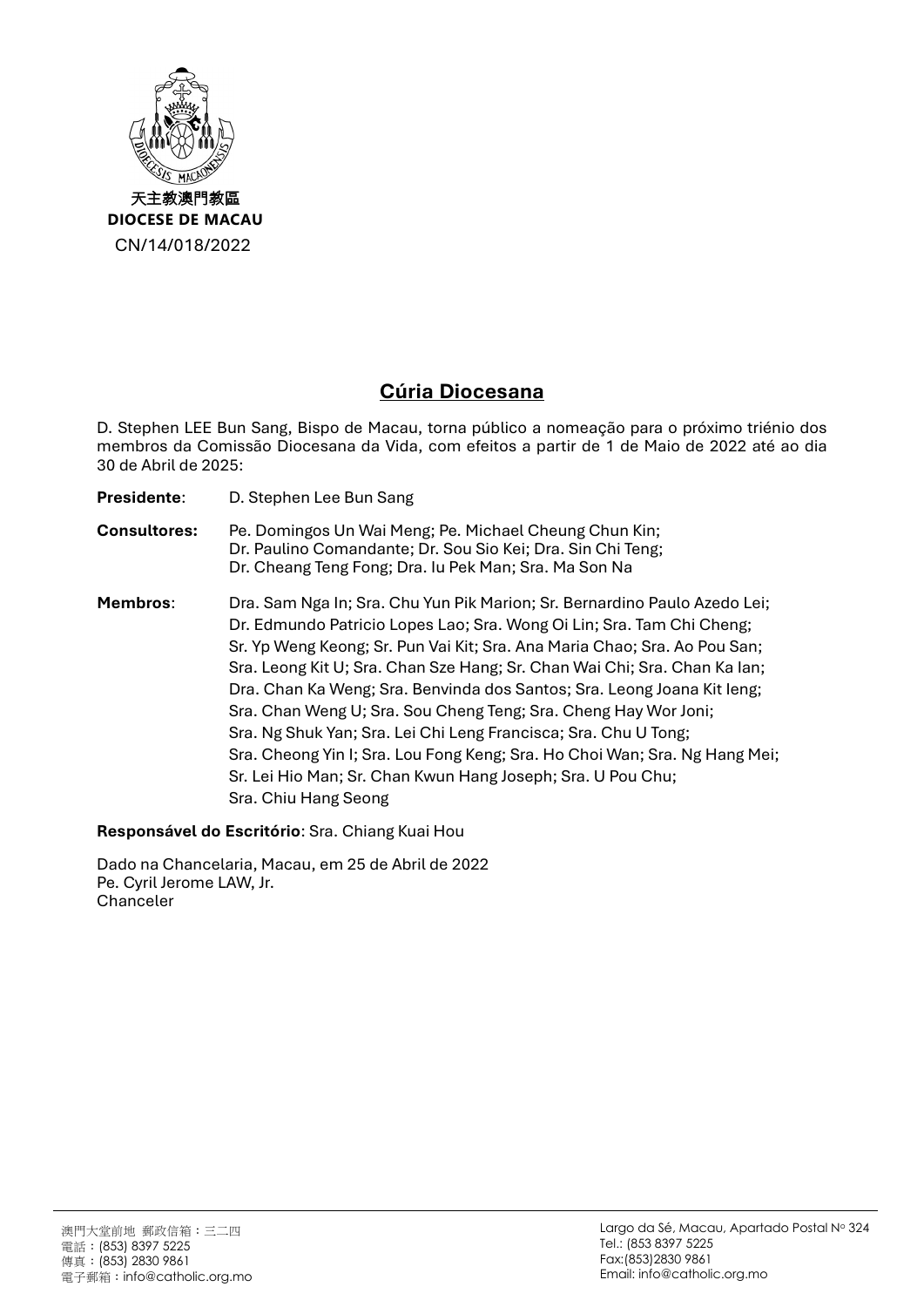天主教澳門教區
**DIOCESE DE MACAU**
CN/14/018/2022

## Cúria Diocesana

D. Stephen LEE Bun Sang, Bispo de Macau, torna público a nomeação para o próximo triénio dos membros da Comissão Diocesana da Vida, com efeitos a partir de 1 de Maio de 2022 até ao dia 30 de Abril de 2025:

**Presidente**: D. Stephen Lee Bun Sang

**Consultores:** Pe. Domingos Un Wai Meng; Pe. Michael Cheung Chun Kin; Dr. Paulino Comandante; Dr. Sou Sio Kei; Dra. Sin Chi Teng; Dr. Cheang Teng Fong; Dra. Iu Pek Man; Sra. Ma Son Na

**Membros**: Dra. Sam Nga In; Sra. Chu Yun Pik Marion; Sr. Bernardino Paulo Azedo Lei; Dr. Edmundo Patricio Lopes Lao; Sra. Wong Oi Lin; Sra. Tam Chi Cheng; Sr. Yp Weng Keong; Sr. Pun Vai Kit; Sra. Ana Maria Chao; Sra. Ao Pou San; Sra. Leong Kit U; Sra. Chan Sze Hang; Sr. Chan Wai Chi; Sra. Chan Ka Ian; Dra. Chan Ka Weng; Sra. Benvinda dos Santos; Sra. Leong Joana Kit Ieng; Sra. Chan Weng U; Sra. Sou Cheng Teng; Sra. Cheng Hay Wor Joni; Sra. Ng Shuk Yan; Sra. Lei Chi Leng Francisca; Sra. Chu U Tong; Sra. Cheong Yin I; Sra. Lou Fong Keng; Sra. Ho Choi Wan; Sra. Ng Hang Mei; Sr. Lei Hio Man; Sr. Chan Kwun Hang Joseph; Sra. U Pou Chu; Sra. Chiu Hang Seong

**Responsável do Escritório**: Sra. Chiang Kuai Hou

Dado na Chancelaria, Macau, em 25 de Abril de 2022
Pe. Cyril Jerome LAW, Jr.
Chanceler

澳門大堂前地 郵政信箱：三二四
電話：(853) 8397 5225
傳真：(853) 2830 9861
電子郵箱：info@catholic.org.mo

Largo da Sé, Macau, Apartado Postal Nº 324
Tel.: (853 8397 5225
Fax:(853)2830 9861
Email: info@catholic.org.mo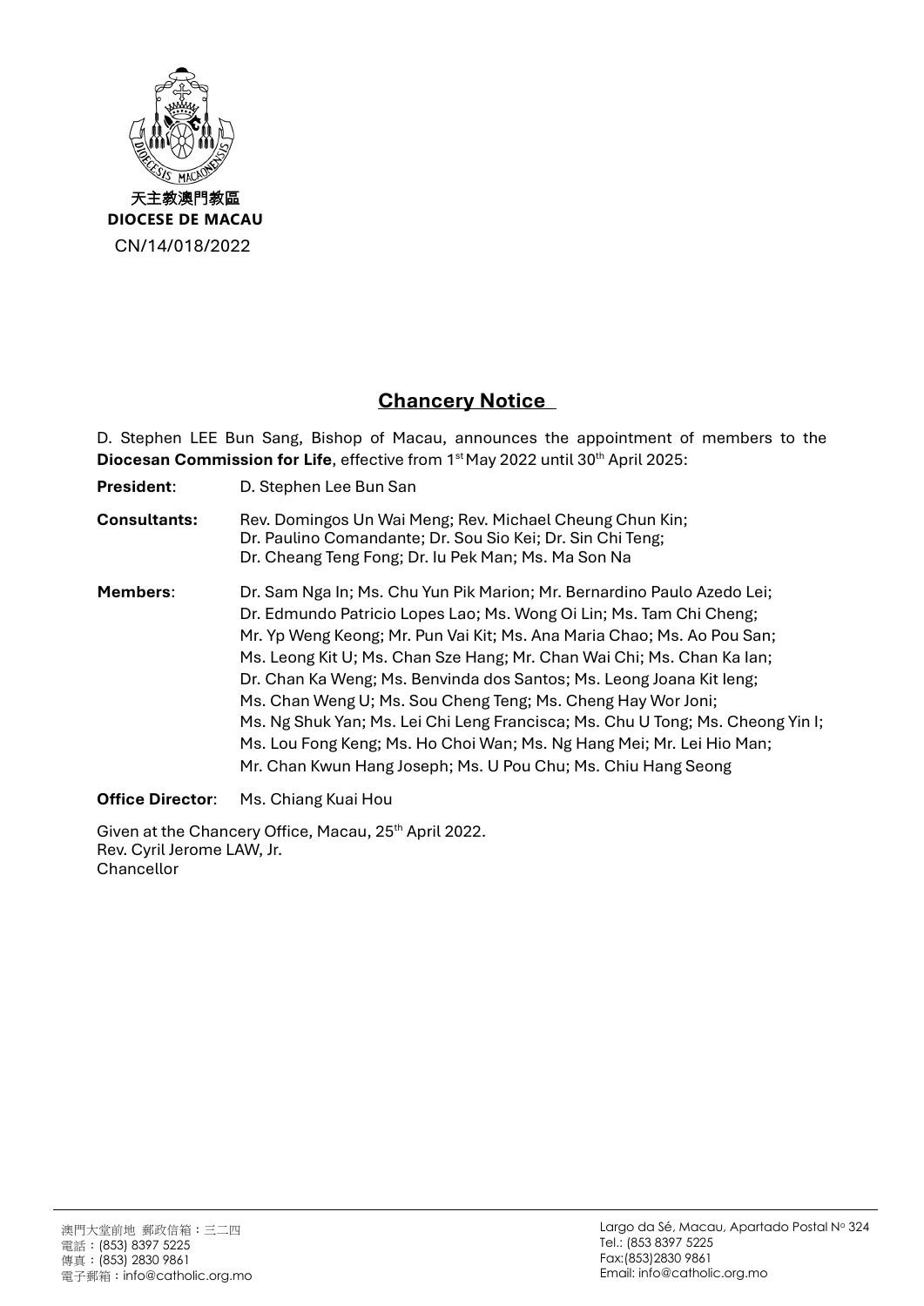天主教澳門教區
**DIOCESE DE MACAU**
CN/14/018/2022

## Chancery Notice

D. Stephen LEE Bun Sang, Bishop of Macau, announces the appointment of members to the **Diocesan Commission for Life**, effective from 1st May 2022 until 30th April 2025:

**President**: D. Stephen Lee Bun San

**Consultants:** Rev. Domingos Un Wai Meng; Rev. Michael Cheung Chun Kin; Dr. Paulino Comandante; Dr. Sou Sio Kei; Dr. Sin Chi Teng; Dr. Cheang Teng Fong; Dr. Iu Pek Man; Ms. Ma Son Na

**Members**: Dr. Sam Nga In; Ms. Chu Yun Pik Marion; Mr. Bernardino Paulo Azedo Lei; Dr. Edmundo Patricio Lopes Lao; Ms. Wong Oi Lin; Ms. Tam Chi Cheng; Mr. Yp Weng Keong; Mr. Pun Vai Kit; Ms. Ana Maria Chao; Ms. Ao Pou San; Ms. Leong Kit U; Ms. Chan Sze Hang; Mr. Chan Wai Chi; Ms. Chan Ka Ian; Dr. Chan Ka Weng; Ms. Benvinda dos Santos; Ms. Leong Joana Kit Ieng; Ms. Chan Weng U; Ms. Sou Cheng Teng; Ms. Cheng Hay Wor Joni; Ms. Ng Shuk Yan; Ms. Lei Chi Leng Francisca; Ms. Chu U Tong; Ms. Cheong Yin I; Ms. Lou Fong Keng; Ms. Ho Choi Wan; Ms. Ng Hang Mei; Mr. Lei Hio Man; Mr. Chan Kwun Hang Joseph; Ms. U Pou Chu; Ms. Chiu Hang Seong

**Office Director**: Ms. Chiang Kuai Hou

Given at the Chancery Office, Macau, 25th April 2022.
Rev. Cyril Jerome LAW, Jr.
Chancellor

澳門大堂前地 郵政信箱：三二四
電話：(853) 8397 5225
傳真：(853) 2830 9861
電子郵箱：info@catholic.org.mo

Largo da Sé, Macau, Apartado Postal Nº 324
Tel.: (853 8397 5225
Fax:(853)2830 9861
Email: info@catholic.org.mo